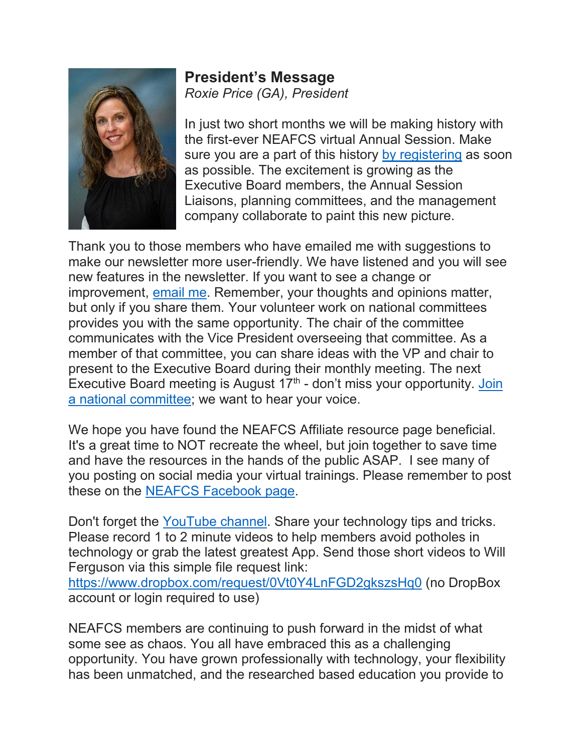## President's Message

*Roxie Price (GA), President*

In just two short months we will be making history with the first-ever NEAFCS virtual Annual Session. Make sure you are a part of this history by registering as soon as possible. The excitement is growing as the Executive Board members, the Annual Session Liaisons, planning committees, and the management company collaborate to paint this new picture.

Thank you to those members who have emailed me with suggestions to make our newsletter more user-friendly. We have listened and you will see new features in the newsletter. If you want to see a change or improvement, email me. Remember, your thoughts and opinions matter, but only if you share them. Your volunteer work on national committees provides you with the same opportunity. The chair of the committee communicates with the Vice President overseeing that committee. As a member of that committee, you can share ideas with the VP and chair to present to the Executive Board during their monthly meeting. The next Executive Board meeting is August 17th - don't miss your opportunity. Join a national committee; we want to hear your voice.

We hope you have found the NEAFCS Affiliate resource page beneficial. It's a great time to NOT recreate the wheel, but join together to save time and have the resources in the hands of the public ASAP. I see many of you posting on social media your virtual trainings. Please remember to post these on the NEAFCS Facebook page.

Don't forget the YouTube channel. Share your technology tips and tricks. Please record 1 to 2 minute videos to help members avoid potholes in technology or grab the latest greatest App. Send those short videos to Will Ferguson via this simple file request link: https://www.dropbox.com/request/0Vt0Y4LnFGD2gkszsHq0 (no DropBox account or login required to use)

NEAFCS members are continuing to push forward in the midst of what some see as chaos. You all have embraced this as a challenging opportunity. You have grown professionally with technology, your flexibility has been unmatched, and the researched based education you provide to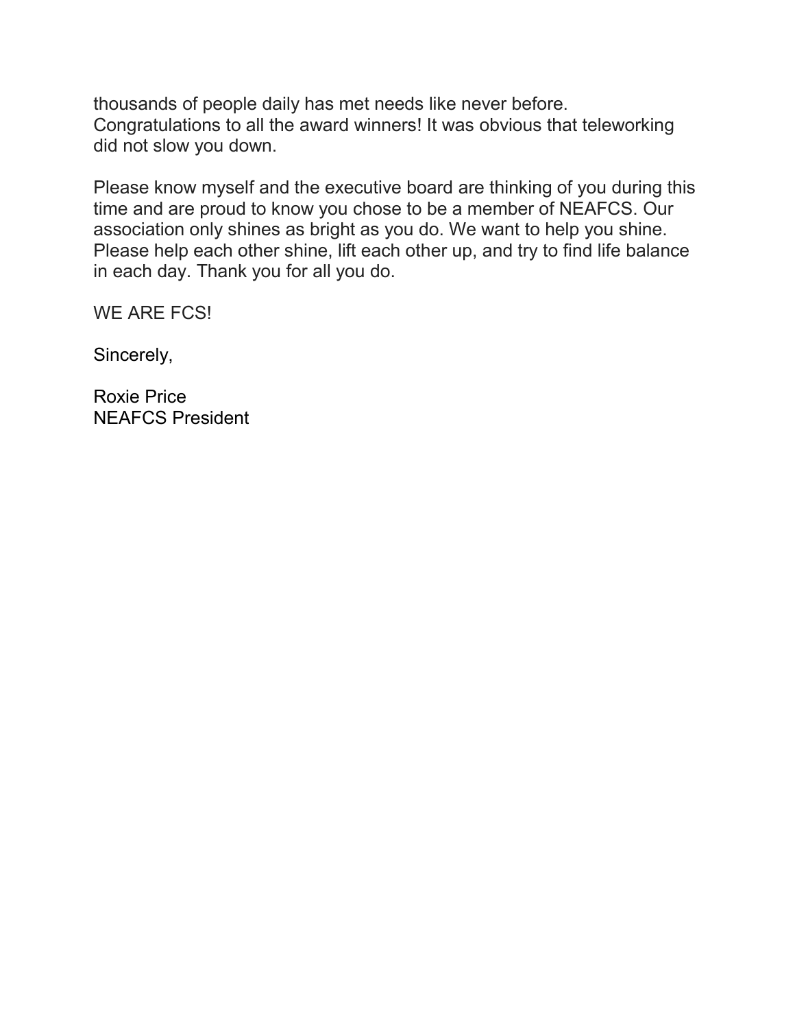thousands of people daily has met needs like never before. Congratulations to all the award winners! It was obvious that teleworking did not slow you down.

Please know myself and the executive board are thinking of you during this time and are proud to know you chose to be a member of NEAFCS. Our association only shines as bright as you do. We want to help you shine. Please help each other shine, lift each other up, and try to find life balance in each day. Thank you for all you do.

WE ARE FCS!

Sincerely,

Roxie Price
NEAFCS President